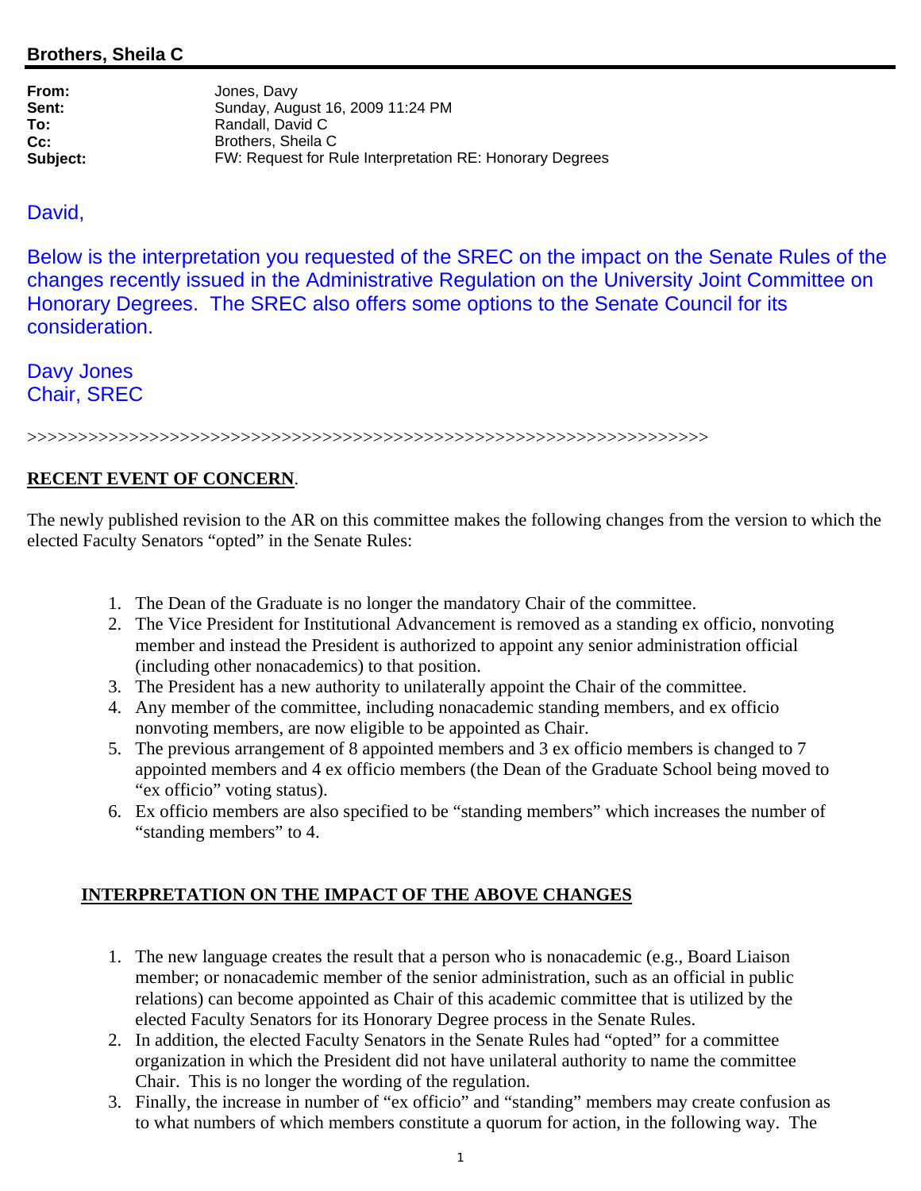## Brothers, Sheila C

**From:** Jones, Davy
**Sent:** Sunday, August 16, 2009 11:24 PM
**To:** Randall, David C
**Cc:** Brothers, Sheila C
**Subject:** FW: Request for Rule Interpretation RE: Honorary Degrees

David,

Below is the interpretation you requested of the SREC on the impact on the Senate Rules of the changes recently issued in the Administrative Regulation on the University Joint Committee on Honorary Degrees. The SREC also offers some options to the Senate Council for its consideration.

Davy Jones
Chair, SREC

>>>>>>>>>>>>>>>>>>>>>>>>>>>>>>>>>>>>>>>>>>>>>>>>>>>>>>>>>>>>>>>>>>>>>>

**RECENT EVENT OF CONCERN**.

The newly published revision to the AR on this committee makes the following changes from the version to which the elected Faculty Senators "opted" in the Senate Rules:

1. The Dean of the Graduate is no longer the mandatory Chair of the committee.
2. The Vice President for Institutional Advancement is removed as a standing ex officio, nonvoting member and instead the President is authorized to appoint any senior administration official (including other nonacademics) to that position.
3. The President has a new authority to unilaterally appoint the Chair of the committee.
4. Any member of the committee, including nonacademic standing members, and ex officio nonvoting members, are now eligible to be appointed as Chair.
5. The previous arrangement of 8 appointed members and 3 ex officio members is changed to 7 appointed members and 4 ex officio members (the Dean of the Graduate School being moved to "ex officio" voting status).
6. Ex officio members are also specified to be "standing members" which increases the number of "standing members" to 4.

**INTERPRETATION ON THE IMPACT OF THE ABOVE CHANGES**

1. The new language creates the result that a person who is nonacademic (e.g., Board Liaison member; or nonacademic member of the senior administration, such as an official in public relations) can become appointed as Chair of this academic committee that is utilized by the elected Faculty Senators for its Honorary Degree process in the Senate Rules.
2. In addition, the elected Faculty Senators in the Senate Rules had "opted" for a committee organization in which the President did not have unilateral authority to name the committee Chair. This is no longer the wording of the regulation.
3. Finally, the increase in number of "ex officio" and "standing" members may create confusion as to what numbers of which members constitute a quorum for action, in the following way. The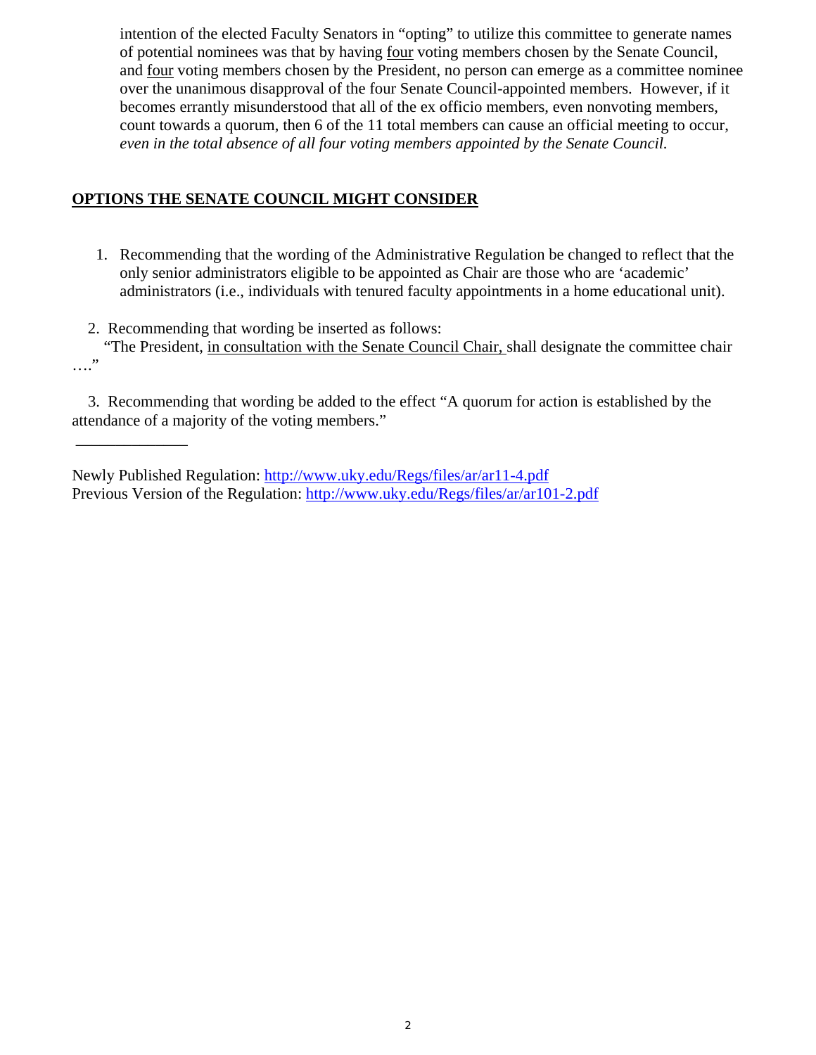intention of the elected Faculty Senators in "opting" to utilize this committee to generate names of potential nominees was that by having four voting members chosen by the Senate Council, and four voting members chosen by the President, no person can emerge as a committee nominee over the unanimous disapproval of the four Senate Council-appointed members. However, if it becomes errantly misunderstood that all of the ex officio members, even nonvoting members, count towards a quorum, then 6 of the 11 total members can cause an official meeting to occur, *even in the total absence of all four voting members appointed by the Senate Council.*

## **OPTIONS THE SENATE COUNCIL MIGHT CONSIDER**

1. Recommending that the wording of the Administrative Regulation be changed to reflect that the only senior administrators eligible to be appointed as Chair are those who are 'academic' administrators (i.e., individuals with tenured faculty appointments in a home educational unit).

2. Recommending that wording be inserted as follows:
   "The President, in consultation with the Senate Council Chair, shall designate the committee chair …."

3. Recommending that wording be added to the effect "A quorum for action is established by the attendance of a majority of the voting members."

---

Newly Published Regulation: http://www.uky.edu/Regs/files/ar/ar11-4.pdf
Previous Version of the Regulation: http://www.uky.edu/Regs/files/ar/ar101-2.pdf